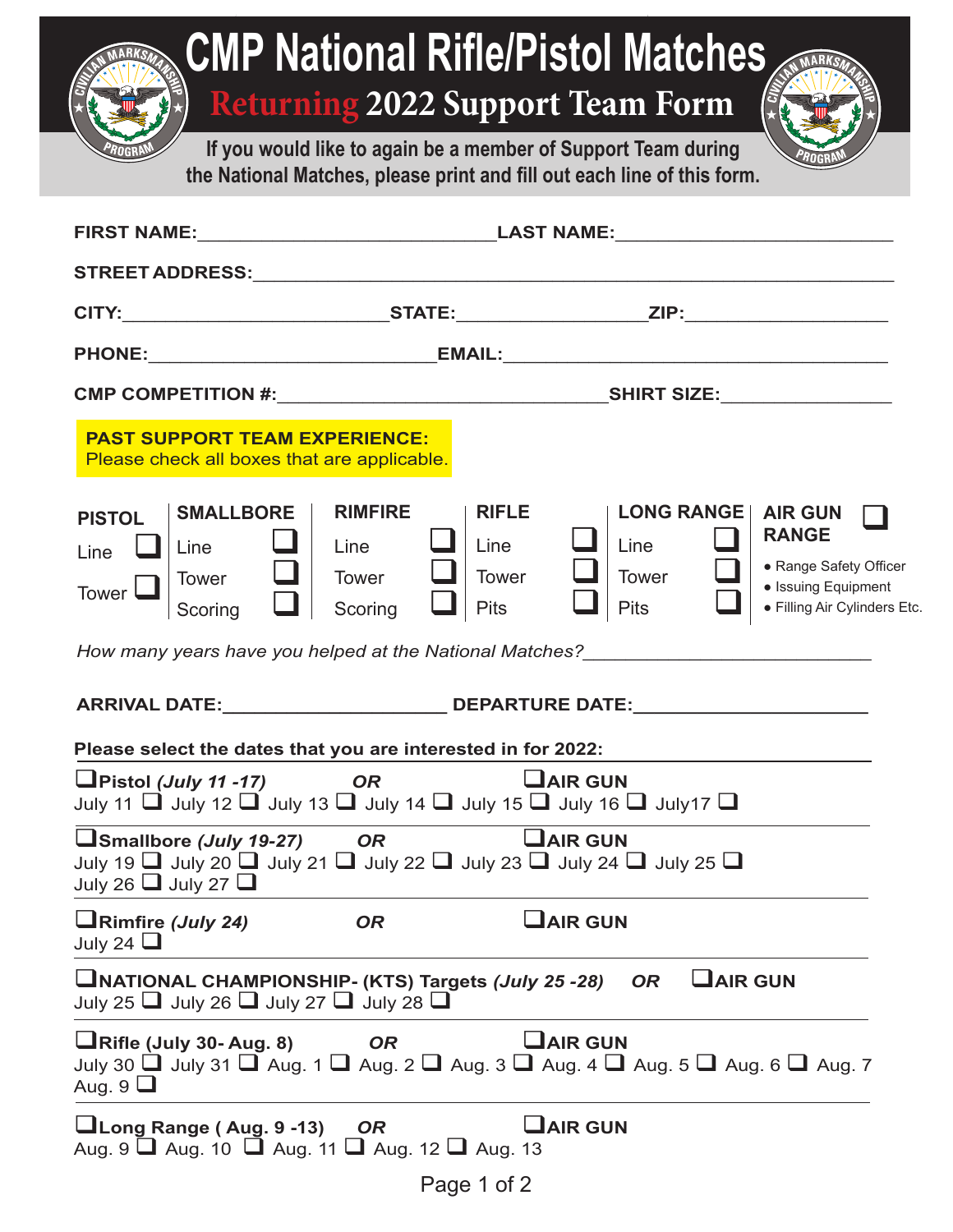# CMP National Rifle/Pistol Matches

## Returning 2022 Support Team Form

**If you would like to again be a member of Support Team during the National Matches, please print and fill out each line of this form.**

**FIRST NAME:**\_\_\_\_\_\_\_\_\_\_\_\_\_\_\_\_\_\_\_\_\_\_\_\_\_\_\_\_ **LAST NAME:**\_\_\_\_\_\_\_\_\_\_\_\_\_\_\_\_\_\_\_\_\_\_\_\_\_\_

**STREET ADDRESS:**\_\_\_\_\_\_\_\_\_\_\_\_\_\_\_\_\_\_\_\_\_\_\_\_\_\_\_\_\_\_\_\_\_\_\_\_\_\_\_\_\_\_\_\_\_\_\_\_\_\_\_\_\_\_\_\_\_\_\_\_

**CITY:**\_\_\_\_\_\_\_\_\_\_\_\_\_\_\_\_\_\_\_\_\_\_\_\_\_\_ **STATE:**\_\_\_\_\_\_\_\_\_\_\_\_\_\_\_\_\_\_\_\_ **ZIP:**\_\_\_\_\_\_\_\_\_\_\_\_\_\_\_\_\_\_\_\_\_

**PHONE:**\_\_\_\_\_\_\_\_\_\_\_\_\_\_\_\_\_\_\_\_\_\_\_\_\_\_\_\_\_ **EMAIL:**\_\_\_\_\_\_\_\_\_\_\_\_\_\_\_\_\_\_\_\_\_\_\_\_\_\_\_\_\_\_\_\_\_\_\_\_\_\_\_\_

**CMP COMPETITION #:**\_\_\_\_\_\_\_\_\_\_\_\_\_\_\_\_\_\_\_\_\_\_\_\_\_\_\_\_\_\_\_\_\_\_\_ **SHIRT SIZE:**\_\_\_\_\_\_\_\_\_\_\_\_\_\_\_\_\_\_

**PAST SUPPORT TEAM EXPERIENCE:**
Please check all boxes that are applicable.

| PISTOL | SMALLBORE | RIMFIRE | RIFLE | LONG RANGE | AIR GUN RANGE ❑ |
|---|---|---|---|---|---|
| Line ❑ | Line ❑ | Line ❑ | Line ❑ | Line ❑ | • Range Safety Officer |
| Tower ❑ | Tower ❑ | Tower ❑ | Tower ❑ | Tower ❑ | • Issuing Equipment |
| | Scoring ❑ | Scoring ❑ | Pits ❑ | Pits ❑ | • Filling Air Cylinders Etc. |

*How many years have you helped at the National Matches?*\_\_\_\_\_\_\_\_\_\_\_\_\_\_\_\_\_\_\_\_\_\_\_\_\_\_\_\_

**ARRIVAL DATE:**\_\_\_\_\_\_\_\_\_\_\_\_\_\_\_\_\_\_\_\_\_\_\_ **DEPARTURE DATE:**\_\_\_\_\_\_\_\_\_\_\_\_\_\_\_\_\_\_\_\_\_\_\_\_

**Please select the dates that you are interested in for 2022:**

❑**Pistol *(July 11 -17)*** ***OR*** ❑**AIR GUN**
July 11 ❑ July 12 ❑ July 13 ❑ July 14 ❑ July 15 ❑ July 16 ❑ July17 ❑

❑**Smallbore *(July 19-27)*** ***OR*** ❑**AIR GUN**
July 19 ❑ July 20 ❑ July 21 ❑ July 22 ❑ July 23 ❑ July 24 ❑ July 25 ❑
July 26 ❑ July 27 ❑

❑**Rimfire *(July 24)*** ***OR*** ❑**AIR GUN**
July 24 ❑

❑**NATIONAL CHAMPIONSHIP- (KTS) Targets *(July 25 -28)*** ***OR*** ❑**AIR GUN**
July 25 ❑ July 26 ❑ July 27 ❑ July 28 ❑

❑**Rifle (July 30- Aug. 8)** ***OR*** ❑**AIR GUN**
July 30 ❑ July 31 ❑ Aug. 1 ❑ Aug. 2 ❑ Aug. 3 ❑ Aug. 4 ❑ Aug. 5 ❑ Aug. 6 ❑ Aug. 7
Aug. 9 ❑

❑**Long Range ( Aug. 9 -13)** ***OR*** ❑**AIR GUN**
Aug. 9 ❑ Aug. 10 ❑ Aug. 11 ❑ Aug. 12 ❑ Aug. 13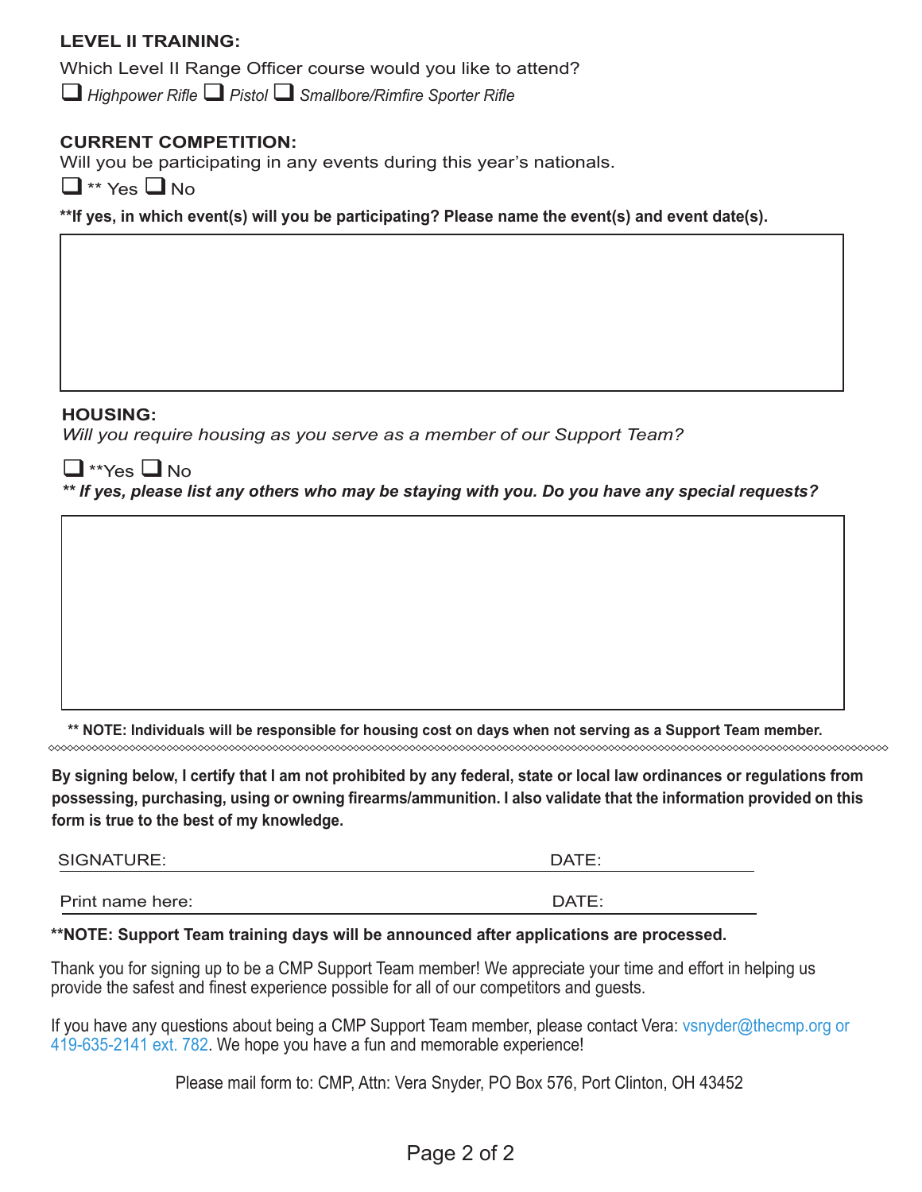**LEVEL II TRAINING:**

Which Level II Range Officer course would you like to attend?

❑ *Highpower Rifle* ❑ *Pistol* ❑ *Smallbore/Rimfire Sporter Rifle*

**CURRENT COMPETITION:**

Will you be participating in any events during this year's nationals.

❑ ** Yes ❑ No

**\*\*If yes, in which event(s) will you be participating? Please name the event(s) and event date(s).**

**HOUSING:**

*Will you require housing as you serve as a member of our Support Team?*

❑ **Yes ❑ No

***\*\* If yes, please list any others who may be staying with you. Do you have any special requests?***

**\*\* NOTE: Individuals will be responsible for housing cost on days when not serving as a Support Team member.**

**By signing below, I certify that I am not prohibited by any federal, state or local law ordinances or regulations from possessing, purchasing, using or owning firearms/ammunition. I also validate that the information provided on this form is true to the best of my knowledge.**

SIGNATURE: ______________________________ DATE: ____________

Print name here: ______________________________ DATE: ____________

**\*\*NOTE: Support Team training days will be announced after applications are processed.**

Thank you for signing up to be a CMP Support Team member! We appreciate your time and effort in helping us provide the safest and finest experience possible for all of our competitors and guests.

If you have any questions about being a CMP Support Team member, please contact Vera: vsnyder@thecmp.org or 419-635-2141 ext. 782. We hope you have a fun and memorable experience!

Please mail form to: CMP, Attn: Vera Snyder, PO Box 576, Port Clinton, OH 43452